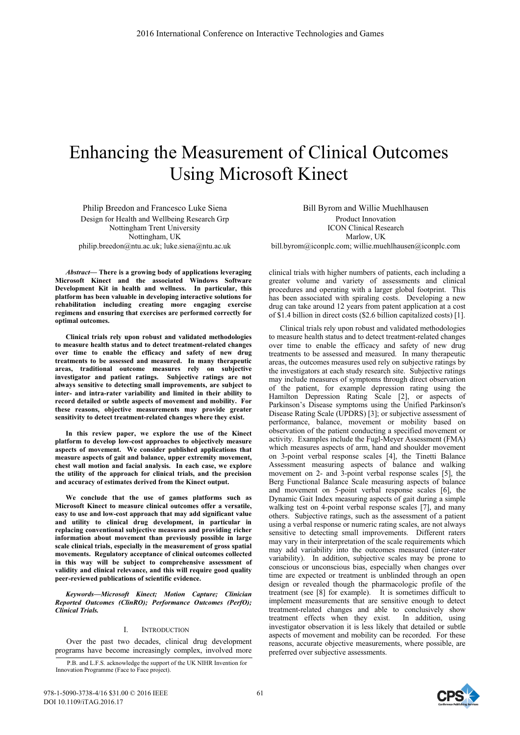# Enhancing the Measurement of Clinical Outcomes Using Microsoft Kinect

Philip Breedon and Francesco Luke Siena
Design for Health and Wellbeing Research Grp
Nottingham Trent University
Nottingham, UK
philip.breedon@ntu.ac.uk; luke.siena@ntu.ac.uk

Bill Byrom and Willie Muehlhausen
Product Innovation
ICON Clinical Research
Marlow, UK
bill.byrom@iconplc.com; willie.muehlhausen@iconplc.com

***Abstract*— There is a growing body of applications leveraging Microsoft Kinect and the associated Windows Software Development Kit in health and wellness. In particular, this platform has been valuable in developing interactive solutions for rehabilitation including creating more engaging exercise regimens and ensuring that exercises are performed correctly for optimal outcomes.**

**Clinical trials rely upon robust and validated methodologies to measure health status and to detect treatment-related changes over time to enable the efficacy and safety of new drug treatments to be assessed and measured. In many therapeutic areas, traditional outcome measures rely on subjective investigator and patient ratings. Subjective ratings are not always sensitive to detecting small improvements, are subject to inter- and intra-rater variability and limited in their ability to record detailed or subtle aspects of movement and mobility. For these reasons, objective measurements may provide greater sensitivity to detect treatment-related changes where they exist.**

**In this review paper, we explore the use of the Kinect platform to develop low-cost approaches to objectively measure aspects of movement. We consider published applications that measure aspects of gait and balance, upper extremity movement, chest wall motion and facial analysis. In each case, we explore the utility of the approach for clinical trials, and the precision and accuracy of estimates derived from the Kinect output.**

**We conclude that the use of games platforms such as Microsoft Kinect to measure clinical outcomes offer a versatile, easy to use and low-cost approach that may add significant value and utility to clinical drug development, in particular in replacing conventional subjective measures and providing richer information about movement than previously possible in large scale clinical trials, especially in the measurement of gross spatial movements. Regulatory acceptance of clinical outcomes collected in this way will be subject to comprehensive assessment of validity and clinical relevance, and this will require good quality peer-reviewed publications of scientific evidence.**

***Keywords—Microsoft Kinect; Motion Capture; Clinician Reported Outcomes (ClinRO); Performance Outcomes (PerfO); Clinical Trials.***

## I. Introduction

Over the past two decades, clinical drug development programs have become increasingly complex, involved more clinical trials with higher numbers of patients, each including a greater volume and variety of assessments and clinical procedures and operating with a larger global footprint. This has been associated with spiraling costs. Developing a new drug can take around 12 years from patent application at a cost of \$1.4 billion in direct costs (\$2.6 billion capitalized costs) [1].

Clinical trials rely upon robust and validated methodologies to measure health status and to detect treatment-related changes over time to enable the efficacy and safety of new drug treatments to be assessed and measured. In many therapeutic areas, the outcomes measures used rely on subjective ratings by the investigators at each study research site. Subjective ratings may include measures of symptoms through direct observation of the patient, for example depression rating using the Hamilton Depression Rating Scale [2], or aspects of Parkinson's Disease symptoms using the Unified Parkinson's Disease Rating Scale (UPDRS) [3]; or subjective assessment of performance, balance, movement or mobility based on observation of the patient conducting a specified movement or activity. Examples include the Fugl-Meyer Assessment (FMA) which measures aspects of arm, hand and shoulder movement on 3-point verbal response scales [4], the Tinetti Balance Assessment measuring aspects of balance and walking movement on 2- and 3-point verbal response scales [5], the Berg Functional Balance Scale measuring aspects of balance and movement on 5-point verbal response scales [6], the Dynamic Gait Index measuring aspects of gait during a simple walking test on 4-point verbal response scales [7], and many others. Subjective ratings, such as the assessment of a patient using a verbal response or numeric rating scales, are not always sensitive to detecting small improvements. Different raters may vary in their interpretation of the scale requirements which may add variability into the outcomes measured (inter-rater variability). In addition, subjective scales may be prone to conscious or unconscious bias, especially when changes over time are expected or treatment is unblinded through an open design or revealed though the pharmacologic profile of the treatment (see [8] for example). It is sometimes difficult to implement measurements that are sensitive enough to detect treatment-related changes and able to conclusively show treatment effects when they exist. In addition, using investigator observation it is less likely that detailed or subtle aspects of movement and mobility can be recorded. For these reasons, accurate objective measurements, where possible, are preferred over subjective assessments.

P.B. and L.F.S. acknowledge the support of the UK NIHR Invention for Innovation Programme (Face to Face project).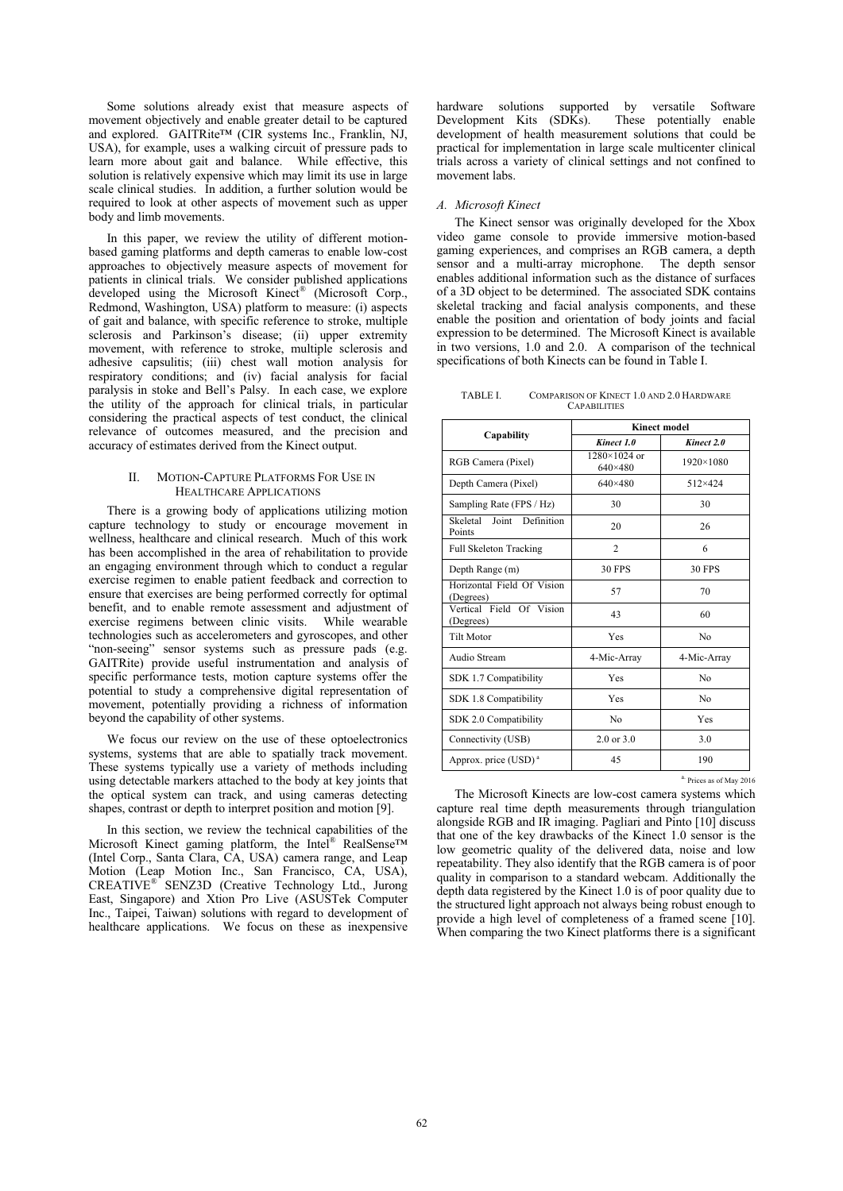Some solutions already exist that measure aspects of movement objectively and enable greater detail to be captured and explored. GAITRite™ (CIR systems Inc., Franklin, NJ, USA), for example, uses a walking circuit of pressure pads to learn more about gait and balance. While effective, this solution is relatively expensive which may limit its use in large scale clinical studies. In addition, a further solution would be required to look at other aspects of movement such as upper body and limb movements.

In this paper, we review the utility of different motion-based gaming platforms and depth cameras to enable low-cost approaches to objectively measure aspects of movement for patients in clinical trials. We consider published applications developed using the Microsoft Kinect® (Microsoft Corp., Redmond, Washington, USA) platform to measure: (i) aspects of gait and balance, with specific reference to stroke, multiple sclerosis and Parkinson's disease; (ii) upper extremity movement, with reference to stroke, multiple sclerosis and adhesive capsulitis; (iii) chest wall motion analysis for respiratory conditions; and (iv) facial analysis for facial paralysis in stoke and Bell's Palsy. In each case, we explore the utility of the approach for clinical trials, in particular considering the practical aspects of test conduct, the clinical relevance of outcomes measured, and the precision and accuracy of estimates derived from the Kinect output.

## II. Motion-Capture Platforms For Use in Healthcare Applications

There is a growing body of applications utilizing motion capture technology to study or encourage movement in wellness, healthcare and clinical research. Much of this work has been accomplished in the area of rehabilitation to provide an engaging environment through which to conduct a regular exercise regimen to enable patient feedback and correction to ensure that exercises are being performed correctly for optimal benefit, and to enable remote assessment and adjustment of exercise regimens between clinic visits. While wearable technologies such as accelerometers and gyroscopes, and other "non-seeing" sensor systems such as pressure pads (e.g. GAITRite) provide useful instrumentation and analysis of specific performance tests, motion capture systems offer the potential to study a comprehensive digital representation of movement, potentially providing a richness of information beyond the capability of other systems.

We focus our review on the use of these optoelectronics systems, systems that are able to spatially track movement. These systems typically use a variety of methods including using detectable markers attached to the body at key joints that the optical system can track, and using cameras detecting shapes, contrast or depth to interpret position and motion [9].

In this section, we review the technical capabilities of the Microsoft Kinect gaming platform, the Intel® RealSense™ (Intel Corp., Santa Clara, CA, USA) camera range, and Leap Motion (Leap Motion Inc., San Francisco, CA, USA), CREATIVE® SENZ3D (Creative Technology Ltd., Jurong East, Singapore) and Xtion Pro Live (ASUSTek Computer Inc., Taipei, Taiwan) solutions with regard to development of healthcare applications. We focus on these as inexpensive hardware solutions supported by versatile Software Development Kits (SDKs). These potentially enable development of health measurement solutions that could be practical for implementation in large scale multicenter clinical trials across a variety of clinical settings and not confined to movement labs.

### A. Microsoft Kinect

The Kinect sensor was originally developed for the Xbox video game console to provide immersive motion-based gaming experiences, and comprises an RGB camera, a depth sensor and a multi-array microphone. The depth sensor enables additional information such as the distance of surfaces of a 3D object to be determined. The associated SDK contains skeletal tracking and facial analysis components, and these enable the position and orientation of body joints and facial expression to be determined. The Microsoft Kinect is available in two versions, 1.0 and 2.0. A comparison of the technical specifications of both Kinects can be found in Table I.

TABLE I. Comparison of Kinect 1.0 and 2.0 Hardware Capabilities

| Capability | Kinect model | |
|---|---|---|
| | ***Kinect 1.0*** | ***Kinect 2.0*** |
| RGB Camera (Pixel) | 1280×1024 or 640×480 | 1920×1080 |
| Depth Camera (Pixel) | 640×480 | 512×424 |
| Sampling Rate (FPS / Hz) | 30 | 30 |
| Skeletal Joint Definition Points | 20 | 26 |
| Full Skeleton Tracking | 2 | 6 |
| Depth Range (m) | 30 FPS | 30 FPS |
| Horizontal Field Of Vision (Degrees) | 57 | 70 |
| Vertical Field Of Vision (Degrees) | 43 | 60 |
| Tilt Motor | Yes | No |
| Audio Stream | 4-Mic-Array | 4-Mic-Array |
| SDK 1.7 Compatibility | Yes | No |
| SDK 1.8 Compatibility | Yes | No |
| SDK 2.0 Compatibility | No | Yes |
| Connectivity (USB) | 2.0 or 3.0 | 3.0 |
| Approx. price (USD) [a] | 45 | 190 |

[a] Prices as of May 2016

The Microsoft Kinects are low-cost camera systems which capture real time depth measurements through triangulation alongside RGB and IR imaging. Pagliari and Pinto [10] discuss that one of the key drawbacks of the Kinect 1.0 sensor is the low geometric quality of the delivered data, noise and low repeatability. They also identify that the RGB camera is of poor quality in comparison to a standard webcam. Additionally the depth data registered by the Kinect 1.0 is of poor quality due to the structured light approach not always being robust enough to provide a high level of completeness of a framed scene [10]. When comparing the two Kinect platforms there is a significant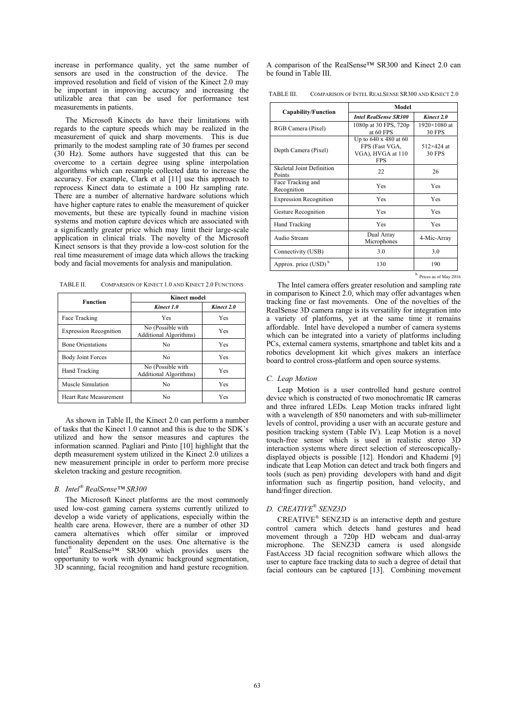increase in performance quality, yet the same number of sensors are used in the construction of the device. The improved resolution and field of vision of the Kinect 2.0 may be important in improving accuracy and increasing the utilizable area that can be used for performance test measurements in patients.

The Microsoft Kinects do have their limitations with regards to the capture speeds which may be realized in the measurement of quick and sharp movements. This is due primarily to the modest sampling rate of 30 frames per second (30 Hz). Some authors have suggested that this can be overcome to a certain degree using spline interpolation algorithms which can resample collected data to increase the accuracy. For example, Clark et al [11] use this approach to reprocess Kinect data to estimate a 100 Hz sampling rate. There are a number of alternative hardware solutions which have higher capture rates to enable the measurement of quicker movements, but these are typically found in machine vision systems and motion capture devices which are associated with a significantly greater price which may limit their large-scale application in clinical trials. The novelty of the Microsoft Kinect sensors is that they provide a low-cost solution for the real time measurement of image data which allows the tracking body and facial movements for analysis and manipulation.

TABLE II. COMPARSION OF KINECT 1.0 AND KINECT 2.0 FUNCTIONS

| Function | Kinect model | |
|---|---|---|
| | *Kinect 1.0* | *Kinect 2.0* |
| Face Tracking | Yes | Yes |
| Expression Recognition | No (Possible with Additional Algorithms) | Yes |
| Bone Orientations | No | Yes |
| Body Joint Forces | No | Yes |
| Hand Tracking | No (Possible with Additional Algorithms) | Yes |
| Muscle Simulation | No | Yes |
| Heart Rate Measurement | No | Yes |

As shown in Table II, the Kinect 2.0 can perform a number of tasks that the Kinect 1.0 cannot and this is due to the SDK's utilized and how the sensor measures and captures the information scanned. Pagliari and Pinto [10] highlight that the depth measurement system utilized in the Kinect 2.0 utilizes a new measurement principle in order to perform more precise skeleton tracking and gesture recognition.

### *B. Intel® RealSense™ SR300*

The Microsoft Kinect platforms are the most commonly used low-cost gaming camera systems currently utilized to develop a wide variety of applications, especially within the health care arena. However, there are a number of other 3D camera alternatives which offer similar or improved functionality dependent on the uses. One alternative is the Intel® RealSense™ SR300 which provides users the opportunity to work with dynamic background segmentation, 3D scanning, facial recognition and hand gesture recognition. A comparison of the RealSense™ SR300 and Kinect 2.0 can be found in Table III.

TABLE III. COMPARISON OF INTEL REALSENSE SR300 AND KINECT 2.0

| Capability/Function | Model | |
|---|---|---|
| | *Intel RealSense SR300* | *Kinect 2.0* |
| RGB Camera (Pixel) | 1080p at 30 FPS, 720p at 60 FPS | 1920×1080 at 30 FPS |
| Depth Camera (Pixel) | Up to 640 x 480 at 60 FPS (Fast VGA, VGA), HVGA at 110 FPS | 512×424 at 30 FPS |
| Skeletal Joint Definition Points | 22 | 26 |
| Face Tracking and Recognition | Yes | Yes |
| Expression Recognition | Yes | Yes |
| Gesture Recognition | Yes | Yes |
| Hand Tracking | Yes | Yes |
| Audio Stream | Dual Array Microphones | 4-Mic-Array |
| Connectivity (USB) | 3.0 | 3.0 |
| Approx. price (USD) [b] | 130 | 190 |

[b] Prices as of May 2016

The Intel camera offers greater resolution and sampling rate in comparison to Kinect 2.0, which may offer advantages when tracking fine or fast movements. One of the novelties of the RealSense 3D camera range is its versatility for integration into a variety of platforms, yet at the same time it remains affordable. Intel have developed a number of camera systems which can be integrated into a variety of platforms including PCs, external camera systems, smartphone and tablet kits and a robotics development kit which gives makers an interface board to control cross-platform and open source systems.

### *C. Leap Motion*

Leap Motion is a user controlled hand gesture control device which is constructed of two monochromatic IR cameras and three infrared LEDs. Leap Motion tracks infrared light with a wavelength of 850 nanometers and with sub-millimeter levels of control, providing a user with an accurate gesture and position tracking system (Table IV). Leap Motion is a novel touch-free sensor which is used in realistic stereo 3D interaction systems where direct selection of stereoscopically-displayed objects is possible [12]. Hondori and Khademi [9] indicate that Leap Motion can detect and track both fingers and tools (such as pen) providing developers with hand and digit information such as fingertip position, hand velocity, and hand/finger direction.

### *D. CREATIVE® SENZ3D*

CREATIVE® SENZ3D is an interactive depth and gesture control camera which detects hand gestures and head movement through a 720p HD webcam and dual-array microphone. The SENZ3D camera is used alongside FastAccess 3D facial recognition software which allows the user to capture face tracking data to such a degree of detail that facial contours can be captured [13]. Combining movement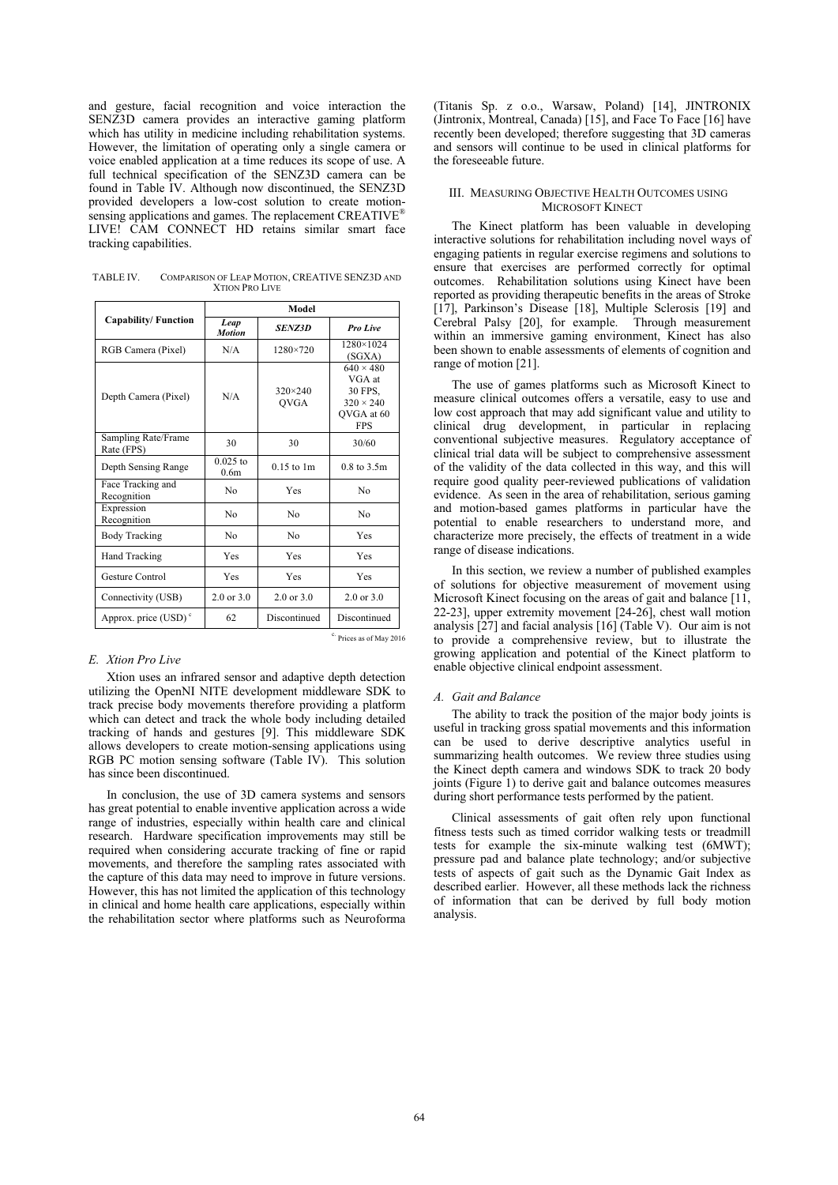and gesture, facial recognition and voice interaction the SENZ3D camera provides an interactive gaming platform which has utility in medicine including rehabilitation systems. However, the limitation of operating only a single camera or voice enabled application at a time reduces its scope of use. A full technical specification of the SENZ3D camera can be found in Table IV. Although now discontinued, the SENZ3D provided developers a low-cost solution to create motion-sensing applications and games. The replacement CREATIVE® LIVE! CAM CONNECT HD retains similar smart face tracking capabilities.

TABLE IV. COMPARISON OF LEAP MOTION, CREATIVE SENZ3D AND XTION PRO LIVE

| Capability/ Function | Model | | |
|---|---|---|---|
| | *Leap Motion* | *SENZ3D* | *Pro Live* |
| RGB Camera (Pixel) | N/A | 1280×720 | 1280×1024 (SGXA) |
| Depth Camera (Pixel) | N/A | 320×240 QVGA | 640 × 480 VGA at 30 FPS, 320 × 240 QVGA at 60 FPS |
| Sampling Rate/Frame Rate (FPS) | 30 | 30 | 30/60 |
| Depth Sensing Range | 0.025 to 0.6m | 0.15 to 1m | 0.8 to 3.5m |
| Face Tracking and Recognition | No | Yes | No |
| Expression Recognition | No | No | No |
| Body Tracking | No | No | Yes |
| Hand Tracking | Yes | Yes | Yes |
| Gesture Control | Yes | Yes | Yes |
| Connectivity (USB) | 2.0 or 3.0 | 2.0 or 3.0 | 2.0 or 3.0 |
| Approx. price (USD) [c] | 62 | Discontinued | Discontinued |

[c] Prices as of May 2016

### *E. Xtion Pro Live*

Xtion uses an infrared sensor and adaptive depth detection utilizing the OpenNI NITE development middleware SDK to track precise body movements therefore providing a platform which can detect and track the whole body including detailed tracking of hands and gestures [9]. This middleware SDK allows developers to create motion-sensing applications using RGB PC motion sensing software (Table IV). This solution has since been discontinued.

In conclusion, the use of 3D camera systems and sensors has great potential to enable inventive application across a wide range of industries, especially within health care and clinical research. Hardware specification improvements may still be required when considering accurate tracking of fine or rapid movements, and therefore the sampling rates associated with the capture of this data may need to improve in future versions. However, this has not limited the application of this technology in clinical and home health care applications, especially within the rehabilitation sector where platforms such as Neuroforma (Titanis Sp. z o.o., Warsaw, Poland) [14], JINTRONIX (Jintronix, Montreal, Canada) [15], and Face To Face [16] have recently been developed; therefore suggesting that 3D cameras and sensors will continue to be used in clinical platforms for the foreseeable future.

## III. MEASURING OBJECTIVE HEALTH OUTCOMES USING MICROSOFT KINECT

The Kinect platform has been valuable in developing interactive solutions for rehabilitation including novel ways of engaging patients in regular exercise regimens and solutions to ensure that exercises are performed correctly for optimal outcomes. Rehabilitation solutions using Kinect have been reported as providing therapeutic benefits in the areas of Stroke [17], Parkinson's Disease [18], Multiple Sclerosis [19] and Cerebral Palsy [20], for example. Through measurement within an immersive gaming environment, Kinect has also been shown to enable assessments of elements of cognition and range of motion [21].

The use of games platforms such as Microsoft Kinect to measure clinical outcomes offers a versatile, easy to use and low cost approach that may add significant value and utility to clinical drug development, in particular in replacing conventional subjective measures. Regulatory acceptance of clinical trial data will be subject to comprehensive assessment of the validity of the data collected in this way, and this will require good quality peer-reviewed publications of validation evidence. As seen in the area of rehabilitation, serious gaming and motion-based games platforms in particular have the potential to enable researchers to understand more, and characterize more precisely, the effects of treatment in a wide range of disease indications.

In this section, we review a number of published examples of solutions for objective measurement of movement using Microsoft Kinect focusing on the areas of gait and balance [11, 22-23], upper extremity movement [24-26], chest wall motion analysis [27] and facial analysis [16] (Table V). Our aim is not to provide a comprehensive review, but to illustrate the growing application and potential of the Kinect platform to enable objective clinical endpoint assessment.

### *A. Gait and Balance*

The ability to track the position of the major body joints is useful in tracking gross spatial movements and this information can be used to derive descriptive analytics useful in summarizing health outcomes. We review three studies using the Kinect depth camera and windows SDK to track 20 body joints (Figure 1) to derive gait and balance outcomes measures during short performance tests performed by the patient.

Clinical assessments of gait often rely upon functional fitness tests such as timed corridor walking tests or treadmill tests for example the six-minute walking test (6MWT); pressure pad and balance plate technology; and/or subjective tests of aspects of gait such as the Dynamic Gait Index as described earlier. However, all these methods lack the richness of information that can be derived by full body motion analysis.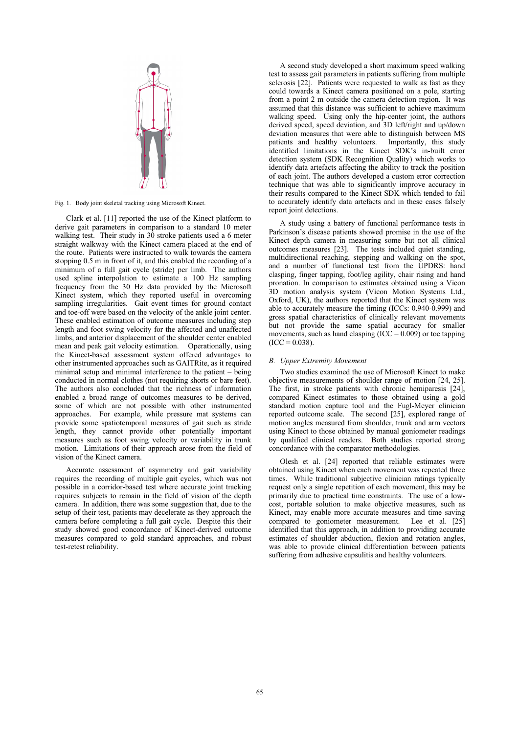Fig. 1. Body joint skeletal tracking using Microsoft Kinect.

Clark et al. [11] reported the use of the Kinect platform to derive gait parameters in comparison to a standard 10 meter walking test. Their study in 30 stroke patients used a 6 meter straight walkway with the Kinect camera placed at the end of the route. Patients were instructed to walk towards the camera stopping 0.5 m in front of it, and this enabled the recording of a minimum of a full gait cycle (stride) per limb. The authors used spline interpolation to estimate a 100 Hz sampling frequency from the 30 Hz data provided by the Microsoft Kinect system, which they reported useful in overcoming sampling irregularities. Gait event times for ground contact and toe-off were based on the velocity of the ankle joint center. These enabled estimation of outcome measures including step length and foot swing velocity for the affected and unaffected limbs, and anterior displacement of the shoulder center enabled mean and peak gait velocity estimation. Operationally, using the Kinect-based assessment system offered advantages to other instrumented approaches such as GAITRite, as it required minimal setup and minimal interference to the patient – being conducted in normal clothes (not requiring shorts or bare feet). The authors also concluded that the richness of information enabled a broad range of outcomes measures to be derived, some of which are not possible with other instrumented approaches. For example, while pressure mat systems can provide some spatiotemporal measures of gait such as stride length, they cannot provide other potentially important measures such as foot swing velocity or variability in trunk motion. Limitations of their approach arose from the field of vision of the Kinect camera.

Accurate assessment of asymmetry and gait variability requires the recording of multiple gait cycles, which was not possible in a corridor-based test where accurate joint tracking requires subjects to remain in the field of vision of the depth camera. In addition, there was some suggestion that, due to the setup of their test, patients may decelerate as they approach the camera before completing a full gait cycle. Despite this their study showed good concordance of Kinect-derived outcome measures compared to gold standard approaches, and robust test-retest reliability.

A second study developed a short maximum speed walking test to assess gait parameters in patients suffering from multiple sclerosis [22]. Patients were requested to walk as fast as they could towards a Kinect camera positioned on a pole, starting from a point 2 m outside the camera detection region. It was assumed that this distance was sufficient to achieve maximum walking speed. Using only the hip-center joint, the authors derived speed, speed deviation, and 3D left/right and up/down deviation measures that were able to distinguish between MS patients and healthy volunteers. Importantly, this study identified limitations in the Kinect SDK's in-built error detection system (SDK Recognition Quality) which works to identify data artefacts affecting the ability to track the position of each joint. The authors developed a custom error correction technique that was able to significantly improve accuracy in their results compared to the Kinect SDK which tended to fail to accurately identify data artefacts and in these cases falsely report joint detections.

A study using a battery of functional performance tests in Parkinson's disease patients showed promise in the use of the Kinect depth camera in measuring some but not all clinical outcomes measures [23]. The tests included quiet standing, multidirectional reaching, stepping and walking on the spot, and a number of functional test from the UPDRS: hand clasping, finger tapping, foot/leg agility, chair rising and hand pronation. In comparison to estimates obtained using a Vicon 3D motion analysis system (Vicon Motion Systems Ltd., Oxford, UK), the authors reported that the Kinect system was able to accurately measure the timing (ICCs: 0.940-0.999) and gross spatial characteristics of clinically relevant movements but not provide the same spatial accuracy for smaller movements, such as hand clasping (ICC = 0.009) or toe tapping (ICC = 0.038).

### *B. Upper Extremity Movement*

Two studies examined the use of Microsoft Kinect to make objective measurements of shoulder range of motion [24, 25]. The first, in stroke patients with chronic hemiparesis [24], compared Kinect estimates to those obtained using a gold standard motion capture tool and the Fugl-Meyer clinician reported outcome scale. The second [25], explored range of motion angles measured from shoulder, trunk and arm vectors using Kinect to those obtained by manual goniometer readings by qualified clinical readers. Both studies reported strong concordance with the comparator methodologies.

Olesh et al. [24] reported that reliable estimates were obtained using Kinect when each movement was repeated three times. While traditional subjective clinician ratings typically request only a single repetition of each movement, this may be primarily due to practical time constraints. The use of a low-cost, portable solution to make objective measures, such as Kinect, may enable more accurate measures and time saving compared to goniometer measurement. Lee et al. [25] identified that this approach, in addition to providing accurate estimates of shoulder abduction, flexion and rotation angles, was able to provide clinical differentiation between patients suffering from adhesive capsulitis and healthy volunteers.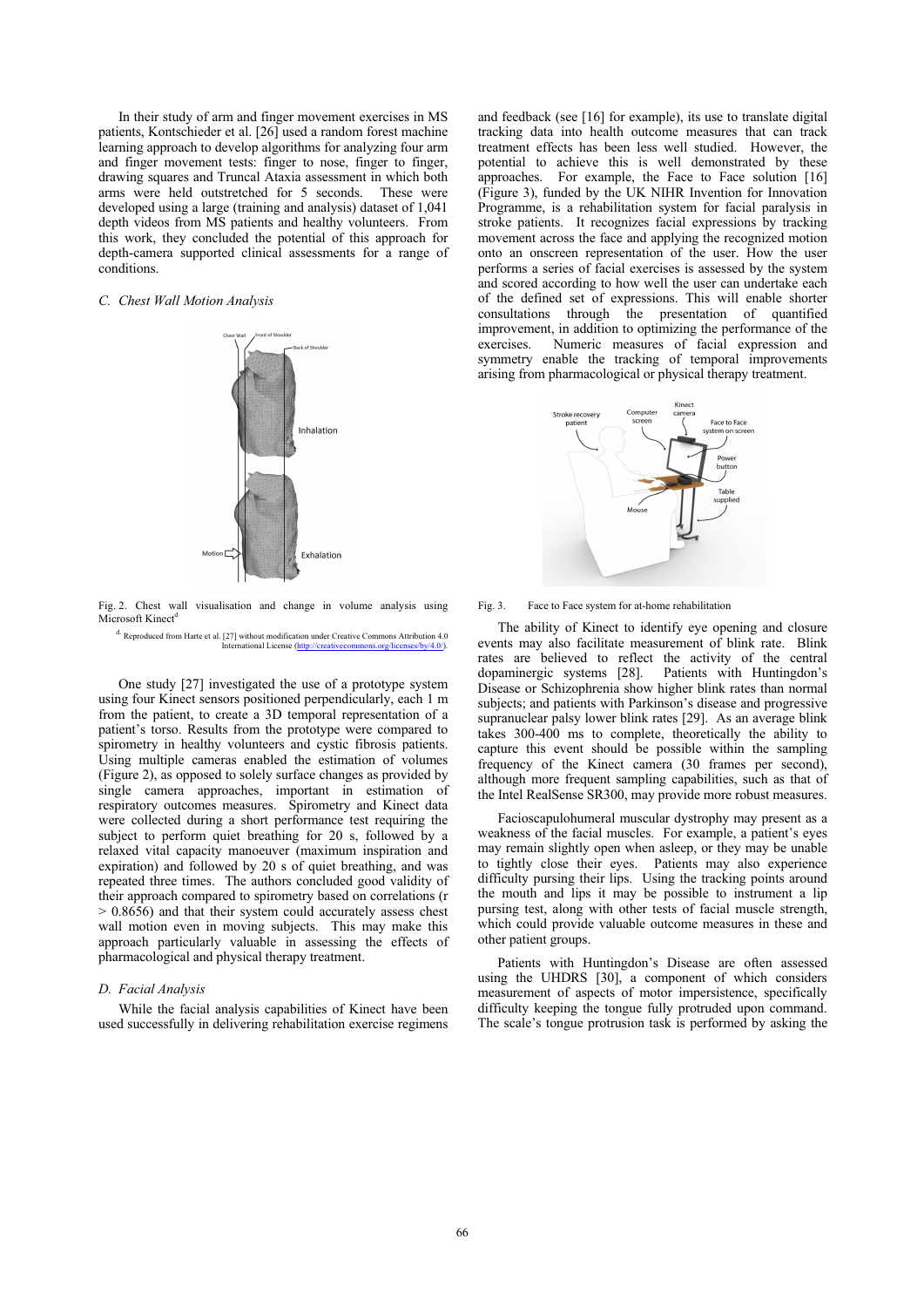In their study of arm and finger movement exercises in MS patients, Kontschieder et al. [26] used a random forest machine learning approach to develop algorithms for analyzing four arm and finger movement tests: finger to nose, finger to finger, drawing squares and Truncal Ataxia assessment in which both arms were held outstretched for 5 seconds. These were developed using a large (training and analysis) dataset of 1,041 depth videos from MS patients and healthy volunteers. From this work, they concluded the potential of this approach for depth-camera supported clinical assessments for a range of conditions.

### C. Chest Wall Motion Analysis

Fig. 2. Chest wall visualisation and change in volume analysis using Microsoft Kinect[d]

[d] Reproduced from Harte et al. [27] without modification under Creative Commons Attribution 4.0 International License (http://creativecommons.org/licenses/by/4.0/).

One study [27] investigated the use of a prototype system using four Kinect sensors positioned perpendicularly, each 1 m from the patient, to create a 3D temporal representation of a patient's torso. Results from the prototype were compared to spirometry in healthy volunteers and cystic fibrosis patients. Using multiple cameras enabled the estimation of volumes (Figure 2), as opposed to solely surface changes as provided by single camera approaches, important in estimation of respiratory outcomes measures. Spirometry and Kinect data were collected during a short performance test requiring the subject to perform quiet breathing for 20 s, followed by a relaxed vital capacity manoeuver (maximum inspiration and expiration) and followed by 20 s of quiet breathing, and was repeated three times. The authors concluded good validity of their approach compared to spirometry based on correlations ($r > 0.8656$) and that their system could accurately assess chest wall motion even in moving subjects. This may make this approach particularly valuable in assessing the effects of pharmacological and physical therapy treatment.

### D. Facial Analysis

While the facial analysis capabilities of Kinect have been used successfully in delivering rehabilitation exercise regimens and feedback (see [16] for example), its use to translate digital tracking data into health outcome measures that can track treatment effects has been less well studied. However, the potential to achieve this is well demonstrated by these approaches. For example, the Face to Face solution [16] (Figure 3), funded by the UK NIHR Invention for Innovation Programme, is a rehabilitation system for facial paralysis in stroke patients. It recognizes facial expressions by tracking movement across the face and applying the recognized motion onto an onscreen representation of the user. How the user performs a series of facial exercises is assessed by the system and scored according to how well the user can undertake each of the defined set of expressions. This will enable shorter consultations through the presentation of quantified improvement, in addition to optimizing the performance of the exercises. Numeric measures of facial expression and symmetry enable the tracking of temporal improvements arising from pharmacological or physical therapy treatment.

Fig. 3. Face to Face system for at-home rehabilitation

The ability of Kinect to identify eye opening and closure events may also facilitate measurement of blink rate. Blink rates are believed to reflect the activity of the central dopaminergic systems [28]. Patients with Huntingdon's Disease or Schizophrenia show higher blink rates than normal subjects; and patients with Parkinson's disease and progressive supranuclear palsy lower blink rates [29]. As an average blink takes 300-400 ms to complete, theoretically the ability to capture this event should be possible within the sampling frequency of the Kinect camera (30 frames per second), although more frequent sampling capabilities, such as that of the Intel RealSense SR300, may provide more robust measures.

Facioscapulohumeral muscular dystrophy may present as a weakness of the facial muscles. For example, a patient's eyes may remain slightly open when asleep, or they may be unable to tightly close their eyes. Patients may also experience difficulty pursing their lips. Using the tracking points around the mouth and lips it may be possible to instrument a lip pursing test, along with other tests of facial muscle strength, which could provide valuable outcome measures in these and other patient groups.

Patients with Huntingdon's Disease are often assessed using the UHDRS [30], a component of which considers measurement of aspects of motor impersistence, specifically difficulty keeping the tongue fully protruded upon command. The scale's tongue protrusion task is performed by asking the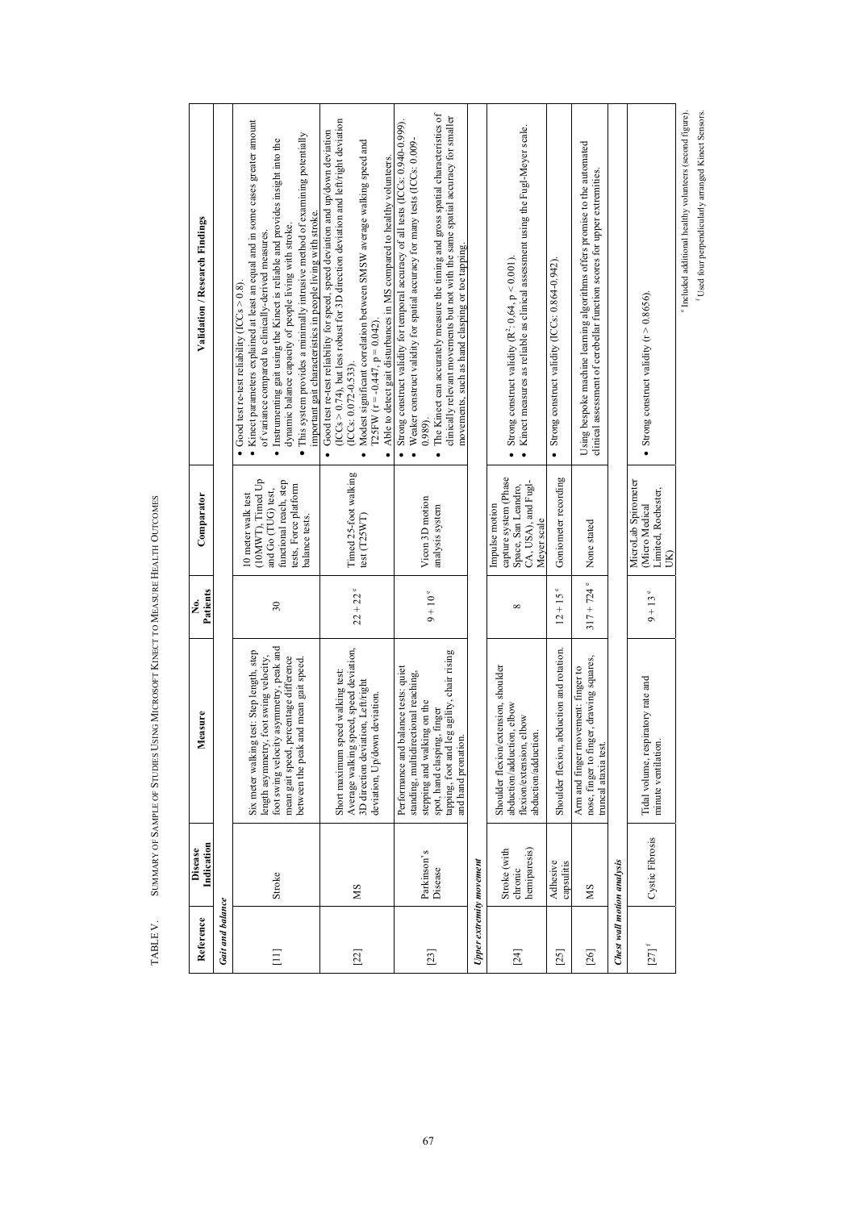TABLE V. SUMMARY OF SAMPLE OF STUDIES USING MICROSOFT KINECT TO MEASURE HEALTH OUTCOMES

| Reference | Disease Indication | Measure | No. Patients | Comparator | Validation / Research Findings |
|---|---|---|---|---|---|
| ***Gait and balance*** | | | | | |
| [11] | Stroke | Six meter walking test: Step length, step length asymmetry, foot swing velocity, foot swing velocity asymmetry, peak and mean gait speed, percentage difference between the peak and mean gait speed. | 30 | 10 meter walk test (10MWT), Timed Up and Go (TUG) test, functional reach, step tests, Force platform balance tests. | • Good test re-test reliability (ICCs > 0.8). • Kinect parameters explained at least an equal and in some cases greater amount of variance compared to clinically-derived measures. • Instrumenting gait using the Kinect is reliable and provides insight into the dynamic balance capacity of people living with stroke. • This system provides a minimally intrusive method of examining potentially important gait characteristics in people living with stroke. |
| [22] | MS | Short maximum speed walking test: Average walking speed, speed deviation, 3D direction deviation, Left/right deviation, Up/down deviation. | 22 + 22 [e] | Timed 25-foot walking test (T25WT) | • Good test re-test reliability for speed, speed deviation and up/down deviation (ICCs > 0.74), but less robust for 3D direction deviation and left/right deviation (ICCs: 0.072-0.533). • Modest significant correlation between SMSW average walking speed and T25FW (r = -0.447, p = 0.042). • Able to detect gait disturbances in MS compared to healthy volunteers. |
| [23] | Parkinson's Disease | Performance and balance tests: quiet standing, multidirectional reaching, stepping and walking on the spot, hand clasping, finger tapping, foot and leg agility, chair rising and hand pronation. | 9 + 10 [e] | Vicon 3D motion analysis system | • Strong construct validity for temporal accuracy of all tests (ICCs: 0.940-0.999). • Weaker construct validity for spatial accuracy for many tests (ICCs: 0.009-0.989). • The Kinect can accurately measure the timing and gross spatial characteristics of clinically relevant movements but not with the same spatial accuracy for smaller movements, such as hand clasping or toe tapping. |
| ***Upper extremity movement*** | | | | | |
| [24] | Stroke (with chronic hemiparesis) | Shoulder flexion/extension, shoulder abduction/adduction, elbow flexion/extension, elbow abduction/adduction. | 8 | Impulse motion capture system (Phase Space, San Leandro, CA, USA), and Fugl-Meyer scale | • Strong construct validity ($R^2$: 0.64, $p < 0.001$). • Kinect measures as reliable as clinical assessment using the Fugl-Meyer scale. |
| [25] | Adhesive capsulitis | Shoulder flexion, abduction and rotation. | 12 + 15 [e] | Goniometer recording | • Strong construct validity (ICCs: 0.864-0.942). |
| [26] | MS | Arm and finger movement: finger to nose, finger to finger, drawing squares, truncal ataxia test. | 317 + 724 [e] | None stated | Using bespoke machine learning algorithms offers promise to the automated clinical assessment of cerebellar function scores for upper extremities. |
| ***Chest wall motion analysis*** | | | | | |
| [27] [f] | Cystic Fibrosis | Tidal volume, respiratory rate and minute ventilation. | 9 + 13 [e] | MicroLab Spirometer (Micro Medical Limited, Rochester, UK) | • Strong construct validity (r > 0.8656). |

[e] Included additional healthy volunteers (second figure).

[f] Used four perpendicularly arranged Kinect Sensors.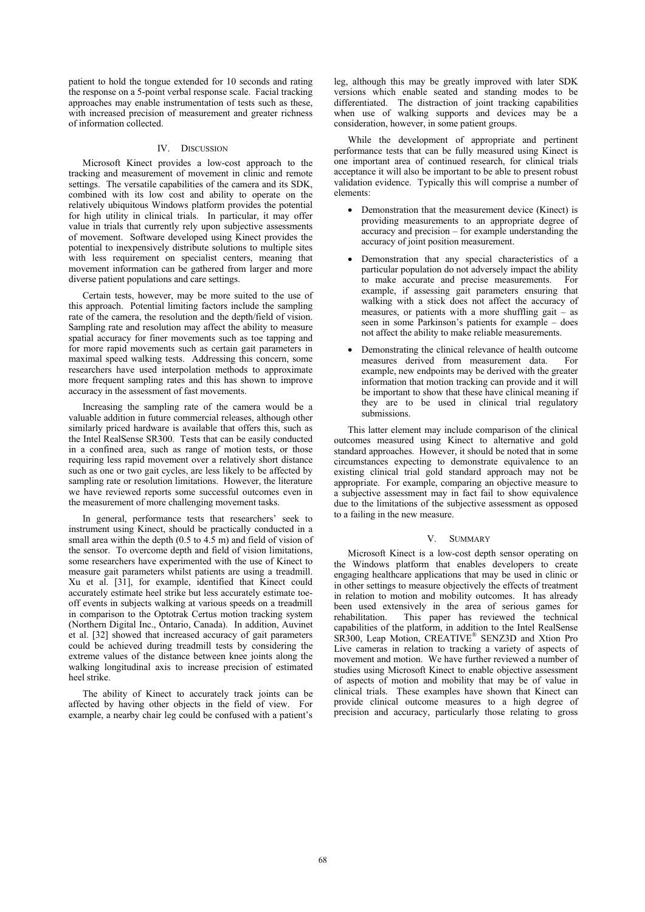patient to hold the tongue extended for 10 seconds and rating the response on a 5-point verbal response scale. Facial tracking approaches may enable instrumentation of tests such as these, with increased precision of measurement and greater richness of information collected.

## IV. Discussion

Microsoft Kinect provides a low-cost approach to the tracking and measurement of movement in clinic and remote settings. The versatile capabilities of the camera and its SDK, combined with its low cost and ability to operate on the relatively ubiquitous Windows platform provides the potential for high utility in clinical trials. In particular, it may offer value in trials that currently rely upon subjective assessments of movement. Software developed using Kinect provides the potential to inexpensively distribute solutions to multiple sites with less requirement on specialist centers, meaning that movement information can be gathered from larger and more diverse patient populations and care settings.

Certain tests, however, may be more suited to the use of this approach. Potential limiting factors include the sampling rate of the camera, the resolution and the depth/field of vision. Sampling rate and resolution may affect the ability to measure spatial accuracy for finer movements such as toe tapping and for more rapid movements such as certain gait parameters in maximal speed walking tests. Addressing this concern, some researchers have used interpolation methods to approximate more frequent sampling rates and this has shown to improve accuracy in the assessment of fast movements.

Increasing the sampling rate of the camera would be a valuable addition in future commercial releases, although other similarly priced hardware is available that offers this, such as the Intel RealSense SR300. Tests that can be easily conducted in a confined area, such as range of motion tests, or those requiring less rapid movement over a relatively short distance such as one or two gait cycles, are less likely to be affected by sampling rate or resolution limitations. However, the literature we have reviewed reports some successful outcomes even in the measurement of more challenging movement tasks.

In general, performance tests that researchers' seek to instrument using Kinect, should be practically conducted in a small area within the depth (0.5 to 4.5 m) and field of vision of the sensor. To overcome depth and field of vision limitations, some researchers have experimented with the use of Kinect to measure gait parameters whilst patients are using a treadmill. Xu et al. [31], for example, identified that Kinect could accurately estimate heel strike but less accurately estimate toe-off events in subjects walking at various speeds on a treadmill in comparison to the Optotrak Certus motion tracking system (Northern Digital Inc., Ontario, Canada). In addition, Auvinet et al. [32] showed that increased accuracy of gait parameters could be achieved during treadmill tests by considering the extreme values of the distance between knee joints along the walking longitudinal axis to increase precision of estimated heel strike.

The ability of Kinect to accurately track joints can be affected by having other objects in the field of view. For example, a nearby chair leg could be confused with a patient's leg, although this may be greatly improved with later SDK versions which enable seated and standing modes to be differentiated. The distraction of joint tracking capabilities when use of walking supports and devices may be a consideration, however, in some patient groups.

While the development of appropriate and pertinent performance tests that can be fully measured using Kinect is one important area of continued research, for clinical trials acceptance it will also be important to be able to present robust validation evidence. Typically this will comprise a number of elements:

- Demonstration that the measurement device (Kinect) is providing measurements to an appropriate degree of accuracy and precision – for example understanding the accuracy of joint position measurement.
- Demonstration that any special characteristics of a particular population do not adversely impact the ability to make accurate and precise measurements. For example, if assessing gait parameters ensuring that walking with a stick does not affect the accuracy of measures, or patients with a more shuffling gait – as seen in some Parkinson's patients for example – does not affect the ability to make reliable measurements.
- Demonstrating the clinical relevance of health outcome measures derived from measurement data. For example, new endpoints may be derived with the greater information that motion tracking can provide and it will be important to show that these have clinical meaning if they are to be used in clinical trial regulatory submissions.

This latter element may include comparison of the clinical outcomes measured using Kinect to alternative and gold standard approaches. However, it should be noted that in some circumstances expecting to demonstrate equivalence to an existing clinical trial gold standard approach may not be appropriate. For example, comparing an objective measure to a subjective assessment may in fact fail to show equivalence due to the limitations of the subjective assessment as opposed to a failing in the new measure.

## V. Summary

Microsoft Kinect is a low-cost depth sensor operating on the Windows platform that enables developers to create engaging healthcare applications that may be used in clinic or in other settings to measure objectively the effects of treatment in relation to motion and mobility outcomes. It has already been used extensively in the area of serious games for rehabilitation. This paper has reviewed the technical capabilities of the platform, in addition to the Intel RealSense SR300, Leap Motion, CREATIVE® SENZ3D and Xtion Pro Live cameras in relation to tracking a variety of aspects of movement and motion. We have further reviewed a number of studies using Microsoft Kinect to enable objective assessment of aspects of motion and mobility that may be of value in clinical trials. These examples have shown that Kinect can provide clinical outcome measures to a high degree of precision and accuracy, particularly those relating to gross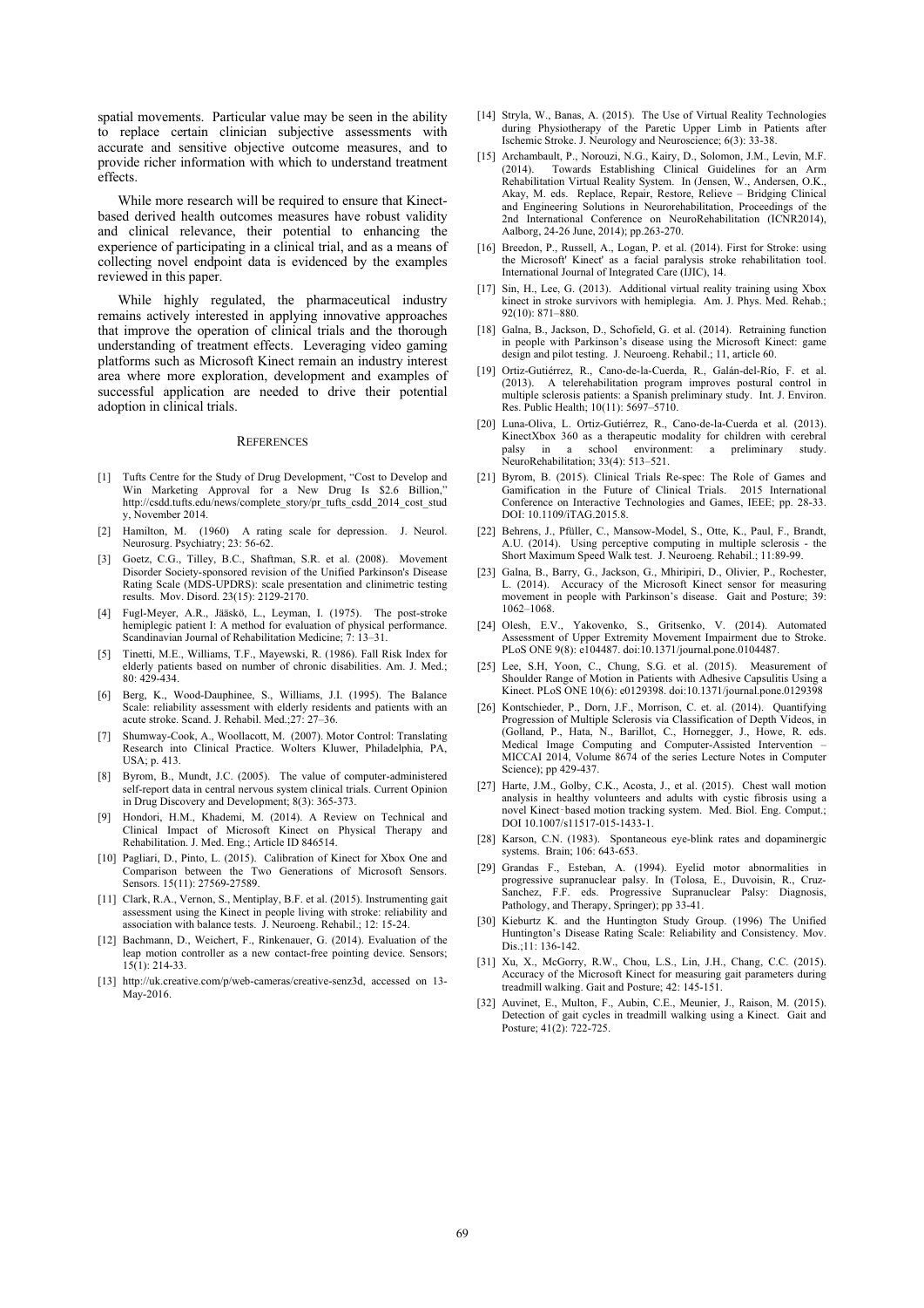spatial movements. Particular value may be seen in the ability to replace certain clinician subjective assessments with accurate and sensitive objective outcome measures, and to provide richer information with which to understand treatment effects.

While more research will be required to ensure that Kinect-based derived health outcomes measures have robust validity and clinical relevance, their potential to enhancing the experience of participating in a clinical trial, and as a means of collecting novel endpoint data is evidenced by the examples reviewed in this paper.

While highly regulated, the pharmaceutical industry remains actively interested in applying innovative approaches that improve the operation of clinical trials and the thorough understanding of treatment effects. Leveraging video gaming platforms such as Microsoft Kinect remain an industry interest area where more exploration, development and examples of successful application are needed to drive their potential adoption in clinical trials.

## References

[1] Tufts Centre for the Study of Drug Development, "Cost to Develop and Win Marketing Approval for a New Drug Is $2.6 Billion," http://csdd.tufts.edu/news/complete_story/pr_tufts_csdd_2014_cost_study, November 2014.

[2] Hamilton, M. (1960) A rating scale for depression. J. Neurol. Neurosurg. Psychiatry; 23: 56-62.

[3] Goetz, C.G., Tilley, B.C., Shaftman, S.R. et al. (2008). Movement Disorder Society-sponsored revision of the Unified Parkinson's Disease Rating Scale (MDS-UPDRS): scale presentation and clinimetric testing results. Mov. Disord. 23(15): 2129-2170.

[4] Fugl-Meyer, A.R., Jääskö, L., Leyman, I. (1975). The post-stroke hemiplegic patient I: A method for evaluation of physical performance. Scandinavian Journal of Rehabilitation Medicine; 7: 13–31.

[5] Tinetti, M.E., Williams, T.F., Mayewski, R. (1986). Fall Risk Index for elderly patients based on number of chronic disabilities. Am. J. Med.; 80: 429-434.

[6] Berg, K., Wood-Dauphinee, S., Williams, J.I. (1995). The Balance Scale: reliability assessment with elderly residents and patients with an acute stroke. Scand. J. Rehabil. Med.;27: 27–36.

[7] Shumway-Cook, A., Woollacott, M. (2007). Motor Control: Translating Research into Clinical Practice. Wolters Kluwer, Philadelphia, PA, USA; p. 413.

[8] Byrom, B., Mundt, J.C. (2005). The value of computer-administered self-report data in central nervous system clinical trials. Current Opinion in Drug Discovery and Development; 8(3): 365-373.

[9] Hondori, H.M., Khademi, M. (2014). A Review on Technical and Clinical Impact of Microsoft Kinect on Physical Therapy and Rehabilitation. J. Med. Eng.; Article ID 846514.

[10] Pagliari, D., Pinto, L. (2015). Calibration of Kinect for Xbox One and Comparison between the Two Generations of Microsoft Sensors. Sensors. 15(11): 27569-27589.

[11] Clark, R.A., Vernon, S., Mentiplay, B.F. et al. (2015). Instrumenting gait assessment using the Kinect in people living with stroke: reliability and association with balance tests. J. Neuroeng. Rehabil.; 12: 15-24.

[12] Bachmann, D., Weichert, F., Rinkenauer, G. (2014). Evaluation of the leap motion controller as a new contact-free pointing device. Sensors; 15(1): 214-33.

[13] http://uk.creative.com/p/web-cameras/creative-senz3d, accessed on 13-May-2016.

[14] Stryla, W., Banas, A. (2015). The Use of Virtual Reality Technologies during Physiotherapy of the Paretic Upper Limb in Patients after Ischemic Stroke. J. Neurology and Neuroscience; 6(3): 33-38.

[15] Archambault, P., Norouzi, N.G., Kairy, D., Solomon, J.M., Levin, M.F. (2014). Towards Establishing Clinical Guidelines for an Arm Rehabilitation Virtual Reality System. In (Jensen, W., Andersen, O.K., Akay, M. eds. Replace, Repair, Restore, Relieve – Bridging Clinical and Engineering Solutions in Neurorehabilitation, Proceedings of the 2nd International Conference on NeuroRehabilitation (ICNR2014), Aalborg, 24-26 June, 2014); pp.263-270.

[16] Breedon, P., Russell, A., Logan, P. et al. (2014). First for Stroke: using the Microsoft' Kinect' as a facial paralysis stroke rehabilitation tool. International Journal of Integrated Care (IJIC), 14.

[17] Sin, H., Lee, G. (2013). Additional virtual reality training using Xbox kinect in stroke survivors with hemiplegia. Am. J. Phys. Med. Rehab.; 92(10): 871–880.

[18] Galna, B., Jackson, D., Schofield, G. et al. (2014). Retraining function in people with Parkinson's disease using the Microsoft Kinect: game design and pilot testing. J. Neuroeng. Rehabil.; 11, article 60.

[19] Ortiz-Gutiérrez, R., Cano-de-la-Cuerda, R., Galán-del-Río, F. et al. (2013). A telerehabilitation program improves postural control in multiple sclerosis patients: a Spanish preliminary study. Int. J. Environ. Res. Public Health; 10(11): 5697–5710.

[20] Luna-Oliva, L. Ortiz-Gutiérrez, R., Cano-de-la-Cuerda et al. (2013). KinectXbox 360 as a therapeutic modality for children with cerebral palsy in a school environment: a preliminary study. NeuroRehabilitation; 33(4): 513–521.

[21] Byrom, B. (2015). Clinical Trials Re-spec: The Role of Games and Gamification in the Future of Clinical Trials. 2015 International Conference on Interactive Technologies and Games, IEEE; pp. 28-33. DOI: 10.1109/iTAG.2015.8.

[22] Behrens, J., Pfüller, C., Mansow-Model, S., Otte, K., Paul, F., Brandt, A.U. (2014). Using perceptive computing in multiple sclerosis - the Short Maximum Speed Walk test. J. Neuroeng. Rehabil.; 11:89-99.

[23] Galna, B., Barry, G., Jackson, G., Mhiripiri, D., Olivier, P., Rochester, L. (2014). Accuracy of the Microsoft Kinect sensor for measuring movement in people with Parkinson's disease. Gait and Posture; 39: 1062–1068.

[24] Olesh, E.V., Yakovenko, S., Gritsenko, V. (2014). Automated Assessment of Upper Extremity Movement Impairment due to Stroke. PLoS ONE 9(8): e104487. doi:10.1371/journal.pone.0104487.

[25] Lee, S.H, Yoon, C., Chung, S.G. et al. (2015). Measurement of Shoulder Range of Motion in Patients with Adhesive Capsulitis Using a Kinect. PLoS ONE 10(6): e0129398. doi:10.1371/journal.pone.0129398

[26] Kontschieder, P., Dorn, J.F., Morrison, C. et. al. (2014). Quantifying Progression of Multiple Sclerosis via Classification of Depth Videos, in (Golland, P., Hata, N., Barillot, C., Hornegger, J., Howe, R. eds. Medical Image Computing and Computer-Assisted Intervention – MICCAI 2014, Volume 8674 of the series Lecture Notes in Computer Science); pp 429-437.

[27] Harte, J.M., Golby, C.K., Acosta, J., et al. (2015). Chest wall motion analysis in healthy volunteers and adults with cystic fibrosis using a novel Kinect-based motion tracking system. Med. Biol. Eng. Comput.; DOI 10.1007/s11517-015-1433-1.

[28] Karson, C.N. (1983). Spontaneous eye-blink rates and dopaminergic systems. Brain; 106: 643-653.

[29] Grandas F., Esteban, A. (1994). Eyelid motor abnormalities in progressive supranuclear palsy. In (Tolosa, E., Duvoisin, R., Cruz-Sanchez, F.F. eds. Progressive Supranuclear Palsy: Diagnosis, Pathology, and Therapy, Springer); pp 33-41.

[30] Kieburtz K. and the Huntington Study Group. (1996) The Unified Huntington's Disease Rating Scale: Reliability and Consistency. Mov. Dis.;11: 136-142.

[31] Xu, X., McGorry, R.W., Chou, L.S., Lin, J.H., Chang, C.C. (2015). Accuracy of the Microsoft Kinect for measuring gait parameters during treadmill walking. Gait and Posture; 42: 145-151.

[32] Auvinet, E., Multon, F., Aubin, C.E., Meunier, J., Raison, M. (2015). Detection of gait cycles in treadmill walking using a Kinect. Gait and Posture; 41(2): 722-725.